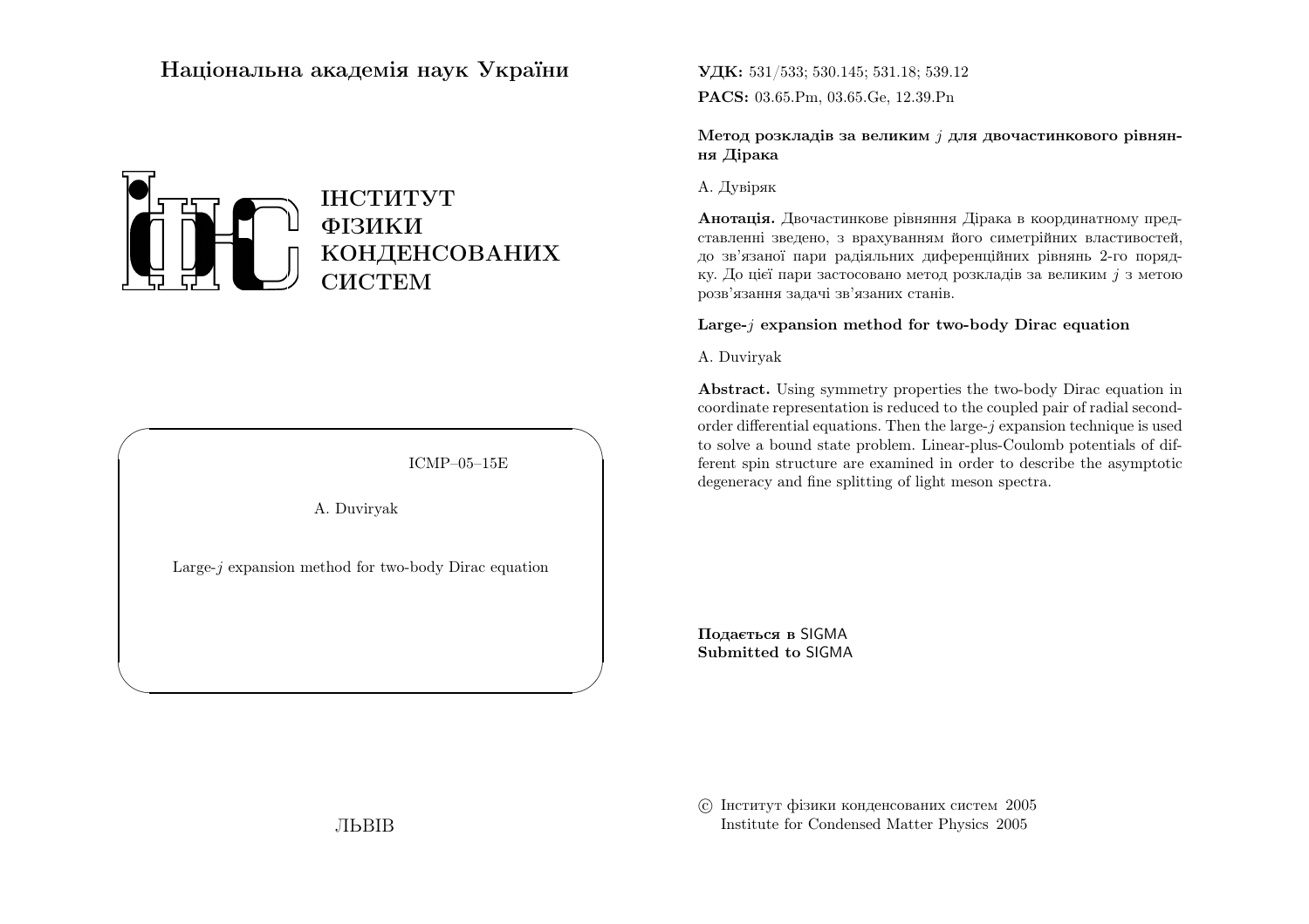# Національна академія наук України

ІНСТИТУТ ФІЗИКИ КОНДЕНСОВАНИХ СИСТЕМ

ICMP–05–15E

A. Duviryak

Large-$j$ expansion method for two-body Dirac equation

ЛЬВІВ

**УДК:** 531/533; 530.145; 531.18; 539.12

**PACS:** 03.65.Pm, 03.65.Ge, 12.39.Pn

**Метод розкладів за великим $j$ для двочастинкового рівняння Дірака**

А. Дувіряк

**Анотація.** Двочастинкове рівняння Дірака в координатному представленні зведено, з врахуванням його симетрійних властивостей, до зв'язаної пари радіяльних диференційних рівнянь 2-го порядку. До цієї пари застосовано метод розкладів за великим $j$ з метою розв'язання задачі зв'язаних станів.

**Large-$j$ expansion method for two-body Dirac equation**

A. Duviryak

**Abstract.** Using symmetry properties the two-body Dirac equation in coordinate representation is reduced to the coupled pair of radial second-order differential equations. Then the large-$j$ expansion technique is used to solve a bound state problem. Linear-plus-Coulomb potentials of different spin structure are examined in order to describe the asymptotic degeneracy and fine splitting of light meson spectra.

**Подається в** SIGMA
**Submitted to** SIGMA

© Інститут фізики конденсованих систем 2005
Institute for Condensed Matter Physics 2005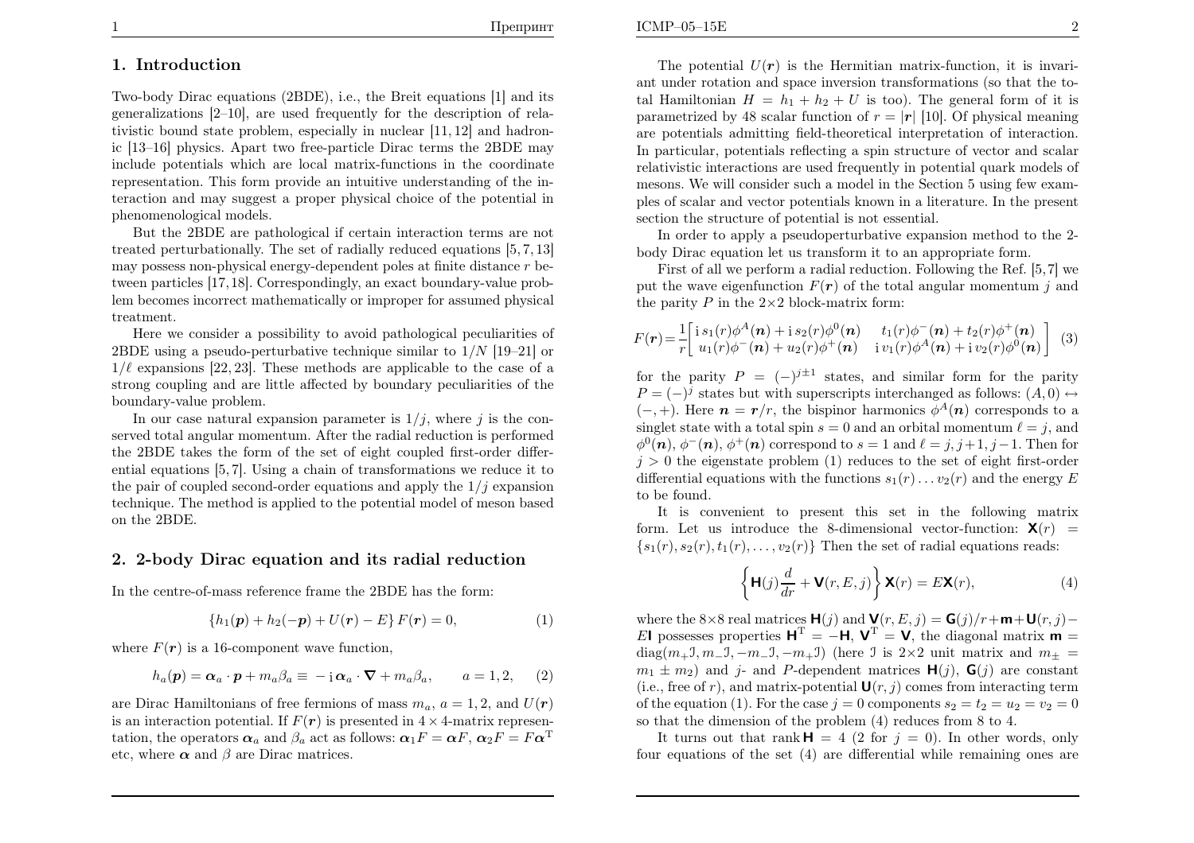## 1. Introduction

Two-body Dirac equations (2BDE), i.e., the Breit equations [1] and its generalizations [2–10], are used frequently for the description of relativistic bound state problem, especially in nuclear [11, 12] and hadronic [13–16] physics. Apart two free-particle Dirac terms the 2BDE may include potentials which are local matrix-functions in the coordinate representation. This form provide an intuitive understanding of the interaction and may suggest a proper physical choice of the potential in phenomenological models.

But the 2BDE are pathological if certain interaction terms are not treated perturbationally. The set of radially reduced equations [5, 7, 13] may possess non-physical energy-dependent poles at finite distance $r$ between particles [17, 18]. Correspondingly, an exact boundary-value problem becomes incorrect mathematically or improper for assumed physical treatment.

Here we consider a possibility to avoid pathological peculiarities of 2BDE using a pseudo-perturbative technique similar to $1/N$ [19–21] or $1/\ell$ expansions [22, 23]. These methods are applicable to the case of a strong coupling and are little affected by boundary peculiarities of the boundary-value problem.

In our case natural expansion parameter is $1/j$, where $j$ is the conserved total angular momentum. After the radial reduction is performed the 2BDE takes the form of the set of eight coupled first-order differential equations [5, 7]. Using a chain of transformations we reduce it to the pair of coupled second-order equations and apply the $1/j$ expansion technique. The method is applied to the potential model of meson based on the 2BDE.

## 2. 2-body Dirac equation and its radial reduction

In the centre-of-mass reference frame the 2BDE has the form:

$$\{h_1(\boldsymbol{p}) + h_2(-\boldsymbol{p}) + U(\boldsymbol{r}) - E\} F(\boldsymbol{r}) = 0, \tag{1}$$

where $F(\boldsymbol{r})$ is a 16-component wave function,

$$h_a(\boldsymbol{p}) = \boldsymbol{\alpha}_a \cdot \boldsymbol{p} + m_a\beta_a \equiv -\mathrm{i}\,\boldsymbol{\alpha}_a \cdot \boldsymbol{\nabla} + m_a\beta_a, \qquad a = 1, 2, \tag{2}$$

are Dirac Hamiltonians of free fermions of mass $m_a$, $a = 1, 2$, and $U(\boldsymbol{r})$ is an interaction potential. If $F(\boldsymbol{r})$ is presented in $4\times4$-matrix representation, the operators $\boldsymbol{\alpha}_a$ and $\beta_a$ act as follows: $\boldsymbol{\alpha}_1 F = \boldsymbol{\alpha} F$, $\boldsymbol{\alpha}_2 F = F\boldsymbol{\alpha}^{\mathrm{T}}$ etc, where $\boldsymbol{\alpha}$ and $\beta$ are Dirac matrices.

The potential $U(\boldsymbol{r})$ is the Hermitian matrix-function, it is invariant under rotation and space inversion transformations (so that the total Hamiltonian $H = h_1 + h_2 + U$ is too). The general form of it is parametrized by 48 scalar function of $r = |\boldsymbol{r}|$ [10]. Of physical meaning are potentials admitting field-theoretical interpretation of interaction. In particular, potentials reflecting a spin structure of vector and scalar relativistic interactions are used frequently in potential quark models of mesons. We will consider such a model in the Section 5 using few examples of scalar and vector potentials known in a literature. In the present section the structure of potential is not essential.

In order to apply a pseudoperturbative expansion method to the 2-body Dirac equation let us transform it to an appropriate form.

First of all we perform a radial reduction. Following the Ref. [5, 7] we put the wave eigenfunction $F(\boldsymbol{r})$ of the total angular momentum $j$ and the parity $P$ in the $2\times2$ block-matrix form:

$$F(\boldsymbol{r}) = \frac{1}{r}\begin{bmatrix} \mathrm{i}\,s_1(r)\phi^A(\boldsymbol{n}) + \mathrm{i}\,s_2(r)\phi^0(\boldsymbol{n}) & t_1(r)\phi^-(\boldsymbol{n}) + t_2(r)\phi^+(\boldsymbol{n}) \\ u_1(r)\phi^-(\boldsymbol{n}) + u_2(r)\phi^+(\boldsymbol{n}) & \mathrm{i}\,v_1(r)\phi^A(\boldsymbol{n}) + \mathrm{i}\,v_2(r)\phi^0(\boldsymbol{n}) \end{bmatrix} \tag{3}$$

for the parity $P = (-)^{j\pm1}$ states, and similar form for the parity $P = (-)^j$ states but with superscripts interchanged as follows: $(A, 0) \leftrightarrow (-, +)$. Here $\boldsymbol{n} = \boldsymbol{r}/r$, the bispinor harmonics $\phi^A(\boldsymbol{n})$ corresponds to a singlet state with a total spin $s = 0$ and an orbital momentum $\ell = j$, and $\phi^0(\boldsymbol{n})$, $\phi^-(\boldsymbol{n})$, $\phi^+(\boldsymbol{n})$ correspond to $s = 1$ and $\ell = j, j+1, j-1$. Then for $j > 0$ the eigenstate problem (1) reduces to the set of eight first-order differential equations with the functions $s_1(r) \ldots v_2(r)$ and the energy $E$ to be found.

It is convenient to present this set in the following matrix form. Let us introduce the 8-dimensional vector-function: $\mathbf{X}(r) = \{s_1(r), s_2(r), t_1(r), \ldots, v_2(r)\}$ Then the set of radial equations reads:

$$\left\{\mathbf{H}(j)\frac{d}{dr} + \mathbf{V}(r, E, j)\right\}\mathbf{X}(r) = E\mathbf{X}(r), \tag{4}$$

where the $8\times8$ real matrices $\mathbf{H}(j)$ and $\mathbf{V}(r, E, j) = \mathbf{G}(j)/r + \mathbf{m} + \mathbf{U}(r, j) - E\mathbf{I}$ possesses properties $\mathbf{H}^{\mathrm{T}} = -\mathbf{H}$, $\mathbf{V}^{\mathrm{T}} = \mathbf{V}$, the diagonal matrix $\mathbf{m} = \mathrm{diag}(m_+\mathfrak{I}, m_-\mathfrak{I}, -m_-\mathfrak{I}, -m_+\mathfrak{I})$ (here $\mathfrak{I}$ is $2\times2$ unit matrix and $m_\pm = m_1 \pm m_2$) and $j$- and $P$-dependent matrices $\mathbf{H}(j)$, $\mathbf{G}(j)$ are constant (i.e., free of $r$), and matrix-potential $\mathbf{U}(r, j)$ comes from interacting term of the equation (1). For the case $j = 0$ components $s_2 = t_2 = u_2 = v_2 = 0$ so that the dimension of the problem (4) reduces from 8 to 4.

It turns out that $\operatorname{rank}\mathbf{H} = 4$ (2 for $j = 0$). In other words, only four equations of the set (4) are differential while remaining ones are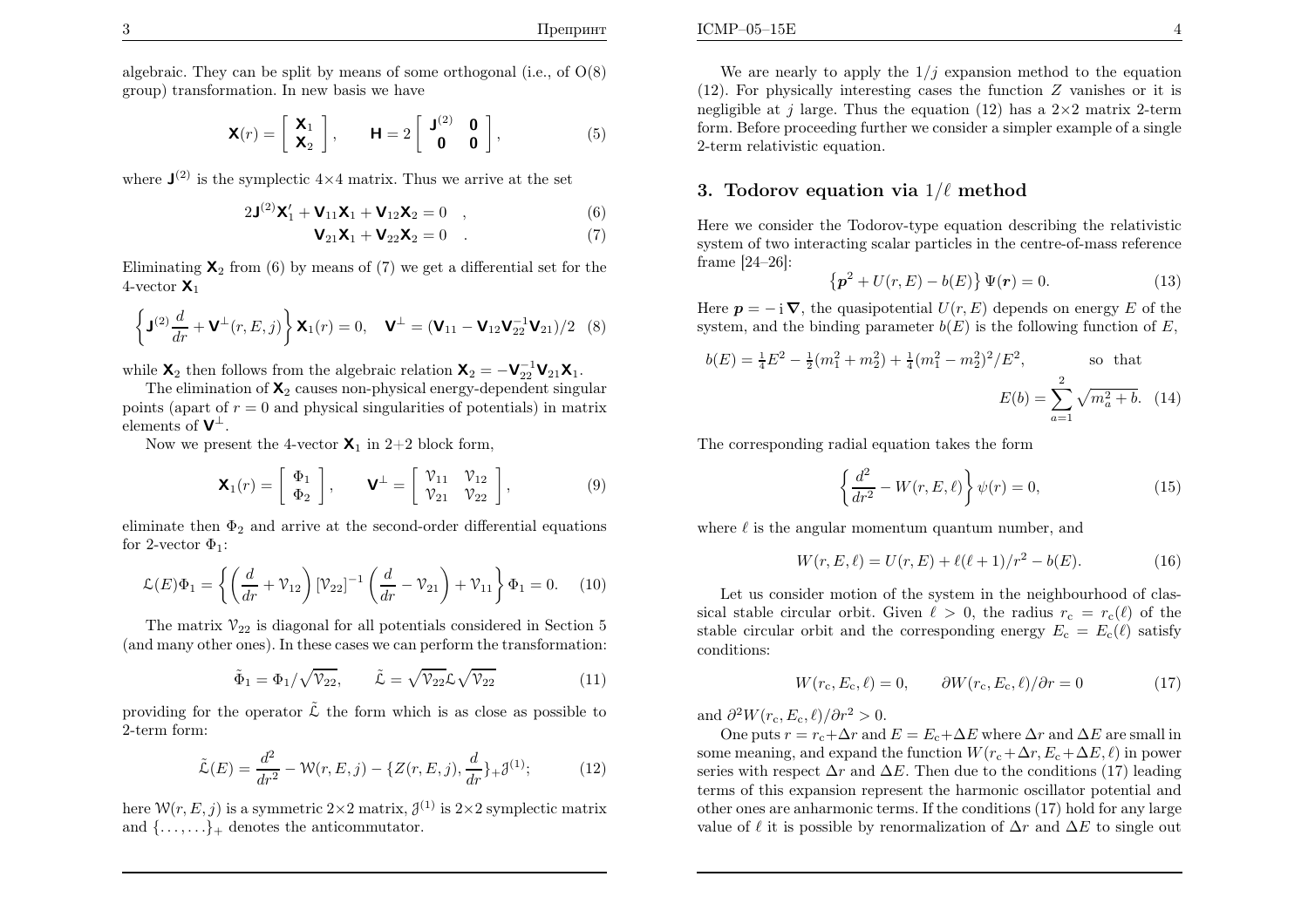algebraic. They can be split by means of some orthogonal (i.e., of O(8) group) transformation. In new basis we have

$$\mathbf{X}(r) = \begin{bmatrix} \mathbf{X}_1 \\ \mathbf{X}_2 \end{bmatrix}, \qquad \mathbf{H} = 2\begin{bmatrix} \mathbf{J}^{(2)} & \mathbf{0} \\ \mathbf{0} & \mathbf{0} \end{bmatrix}, \tag{5}$$

where $\mathbf{J}^{(2)}$ is the symplectic $4{\times}4$ matrix. Thus we arrive at the set

$$2\mathbf{J}^{(2)}\mathbf{X}_1' + \mathbf{V}_{11}\mathbf{X}_1 + \mathbf{V}_{12}\mathbf{X}_2 = 0 \quad , \tag{6}$$

$$\mathbf{V}_{21}\mathbf{X}_1 + \mathbf{V}_{22}\mathbf{X}_2 = 0 \quad . \tag{7}$$

Eliminating $\mathbf{X}_2$ from (6) by means of (7) we get a differential set for the 4-vector $\mathbf{X}_1$

$$\left\{\mathbf{J}^{(2)}\frac{d}{dr} + \mathbf{V}^{\perp}(r,E,j)\right\}\mathbf{X}_1(r) = 0, \quad \mathbf{V}^{\perp} = (\mathbf{V}_{11} - \mathbf{V}_{12}\mathbf{V}_{22}^{-1}\mathbf{V}_{21})/2 \tag{8}$$

while $\mathbf{X}_2$ then follows from the algebraic relation $\mathbf{X}_2 = -\mathbf{V}_{22}^{-1}\mathbf{V}_{21}\mathbf{X}_1$.

The elimination of $\mathbf{X}_2$ causes non-physical energy-dependent singular points (apart of $r=0$ and physical singularities of potentials) in matrix elements of $\mathbf{V}^{\perp}$.

Now we present the 4-vector $\mathbf{X}_1$ in 2+2 block form,

$$\mathbf{X}_1(r) = \begin{bmatrix} \Phi_1 \\ \Phi_2 \end{bmatrix}, \qquad \mathbf{V}^{\perp} = \begin{bmatrix} \mathcal{V}_{11} & \mathcal{V}_{12} \\ \mathcal{V}_{21} & \mathcal{V}_{22} \end{bmatrix}, \tag{9}$$

eliminate then $\Phi_2$ and arrive at the second-order differential equations for 2-vector $\Phi_1$:

$$\mathcal{L}(E)\Phi_1 = \left\{\left(\frac{d}{dr} + \mathcal{V}_{12}\right)[\mathcal{V}_{22}]^{-1}\left(\frac{d}{dr} - \mathcal{V}_{21}\right) + \mathcal{V}_{11}\right\}\Phi_1 = 0. \tag{10}$$

The matrix $\mathcal{V}_{22}$ is diagonal for all potentials considered in Section 5 (and many other ones). In these cases we can perform the transformation:

$$\tilde{\Phi}_1 = \Phi_1/\sqrt{\mathcal{V}_{22}}, \qquad \tilde{\mathcal{L}} = \sqrt{\mathcal{V}_{22}}\mathcal{L}\sqrt{\mathcal{V}_{22}} \tag{11}$$

providing for the operator $\tilde{\mathcal{L}}$ the form which is as close as possible to 2-term form:

$$\tilde{\mathcal{L}}(E) = \frac{d^2}{dr^2} - \mathcal{W}(r,E,j) - \{Z(r,E,j), \frac{d}{dr}\}_+ \mathcal{J}^{(1)}; \tag{12}$$

here $\mathcal{W}(r,E,j)$ is a symmetric $2{\times}2$ matrix, $\mathcal{J}^{(1)}$ is $2{\times}2$ symplectic matrix and $\{\ldots,\ldots\}_+$ denotes the anticommutator.

We are nearly to apply the $1/j$ expansion method to the equation (12). For physically interesting cases the function $Z$ vanishes or it is negligible at $j$ large. Thus the equation (12) has a $2{\times}2$ matrix 2-term form. Before proceeding further we consider a simpler example of a single 2-term relativistic equation.

## 3. Todorov equation via $1/\ell$ method

Here we consider the Todorov-type equation describing the relativistic system of two interacting scalar particles in the centre-of-mass reference frame [24–26]:

$$\left\{\boldsymbol{p}^2 + U(r,E) - b(E)\right\}\Psi(\boldsymbol{r}) = 0. \tag{13}$$

Here $\boldsymbol{p} = -\mathrm{i}\boldsymbol{\nabla}$, the quasipotential $U(r,E)$ depends on energy $E$ of the system, and the binding parameter $b(E)$ is the following function of $E$,

$$b(E) = \tfrac{1}{4}E^2 - \tfrac{1}{2}(m_1^2+m_2^2) + \tfrac{1}{4}(m_1^2-m_2^2)^2/E^2, \qquad \text{so that} \qquad E(b) = \sum_{a=1}^{2}\sqrt{m_a^2+b}. \tag{14}$$

The corresponding radial equation takes the form

$$\left\{\frac{d^2}{dr^2} - W(r,E,\ell)\right\}\psi(r) = 0, \tag{15}$$

where $\ell$ is the angular momentum quantum number, and

$$W(r,E,\ell) = U(r,E) + \ell(\ell+1)/r^2 - b(E). \tag{16}$$

Let us consider motion of the system in the neighbourhood of classical stable circular orbit. Given $\ell > 0$, the radius $r_{\rm c} = r_{\rm c}(\ell)$ of the stable circular orbit and the corresponding energy $E_{\rm c} = E_{\rm c}(\ell)$ satisfy conditions:

$$W(r_{\rm c},E_{\rm c},\ell) = 0, \qquad \partial W(r_{\rm c},E_{\rm c},\ell)/\partial r = 0 \tag{17}$$

and $\partial^2 W(r_{\rm c},E_{\rm c},\ell)/\partial r^2 > 0$.

One puts $r = r_{\rm c}+\Delta r$ and $E = E_{\rm c}+\Delta E$ where $\Delta r$ and $\Delta E$ are small in some meaning, and expand the function $W(r_{\rm c}+\Delta r, E_{\rm c}+\Delta E, \ell)$ in power series with respect $\Delta r$ and $\Delta E$. Then due to the conditions (17) leading terms of this expansion represent the harmonic oscillator potential and other ones are anharmonic terms. If the conditions (17) hold for any large value of $\ell$ it is possible by renormalization of $\Delta r$ and $\Delta E$ to single out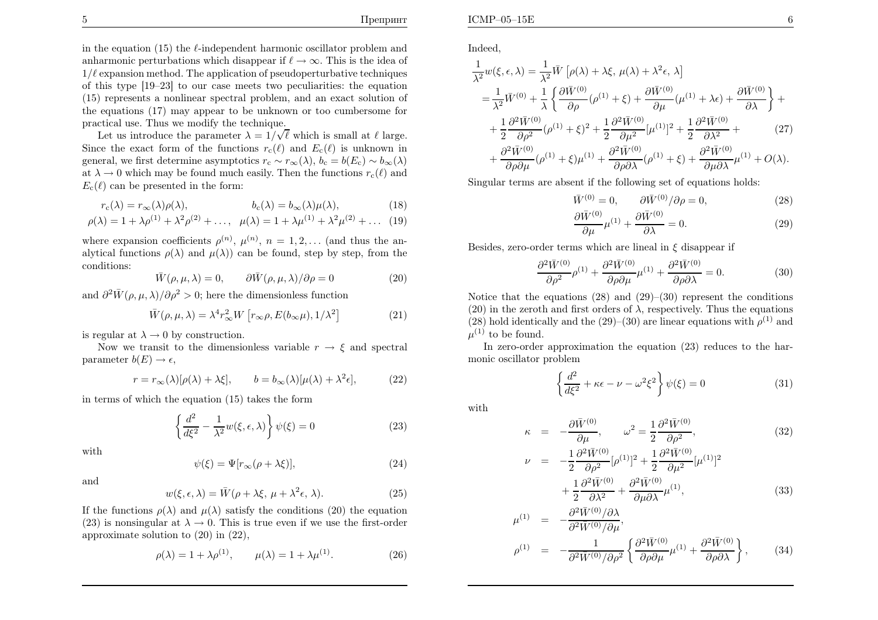in the equation (15) the $\ell$-independent harmonic oscillator problem and anharmonic perturbations which disappear if $\ell \to \infty$. This is the idea of $1/\ell$ expansion method. The application of pseudoperturbative techniques of this type [19–23] to our case meets two peculiarities: the equation (15) represents a nonlinear spectral problem, and an exact solution of the equations (17) may appear to be unknown or too cumbersome for practical use. Thus we modify the technique.

Let us introduce the parameter $\lambda = 1/\sqrt{\ell}$ which is small at $\ell$ large. Since the exact form of the functions $r_c(\ell)$ and $E_c(\ell)$ is unknown in general, we first determine asymptotics $r_c \sim r_\infty(\lambda)$, $b_c = b(E_c) \sim b_\infty(\lambda)$ at $\lambda \to 0$ which may be found much easily. Then the functions $r_c(\ell)$ and $E_c(\ell)$ can be presented in the form:

$$r_c(\lambda) = r_\infty(\lambda)\rho(\lambda), \qquad b_c(\lambda) = b_\infty(\lambda)\mu(\lambda), \tag{18}$$

$$\rho(\lambda) = 1 + \lambda\rho^{(1)} + \lambda^2\rho^{(2)} + \ldots, \quad \mu(\lambda) = 1 + \lambda\mu^{(1)} + \lambda^2\mu^{(2)} + \ldots \tag{19}$$

where expansion coefficients $\rho^{(n)}$, $\mu^{(n)}$, $n = 1, 2, \ldots$ (and thus the analytical functions $\rho(\lambda)$ and $\mu(\lambda)$) can be found, step by step, from the conditions:

$$\bar{W}(\rho, \mu, \lambda) = 0, \qquad \partial\bar{W}(\rho, \mu, \lambda)/\partial\rho = 0 \tag{20}$$

and $\partial^2\bar{W}(\rho, \mu, \lambda)/\partial\rho^2 > 0$; here the dimensionless function

$$\bar{W}(\rho, \mu, \lambda) = \lambda^4 r_\infty^2 W\left[r_\infty\rho, E(b_\infty\mu), 1/\lambda^2\right] \tag{21}$$

is regular at $\lambda \to 0$ by construction.

Now we transit to the dimensionless variable $r \to \xi$ and spectral parameter $b(E) \to \epsilon$,

$$r = r_\infty(\lambda)[\rho(\lambda) + \lambda\xi], \qquad b = b_\infty(\lambda)[\mu(\lambda) + \lambda^2\epsilon], \tag{22}$$

in terms of which the equation (15) takes the form

$$\left\{\frac{d^2}{d\xi^2} - \frac{1}{\lambda^2}w(\xi, \epsilon, \lambda)\right\}\psi(\xi) = 0 \tag{23}$$

with

$$\psi(\xi) = \Psi[r_\infty(\rho + \lambda\xi)], \tag{24}$$

and

$$w(\xi, \epsilon, \lambda) = \bar{W}(\rho + \lambda\xi, \mu + \lambda^2\epsilon, \lambda). \tag{25}$$

If the functions $\rho(\lambda)$ and $\mu(\lambda)$ satisfy the conditions (20) the equation (23) is nonsingular at $\lambda \to 0$. This is true even if we use the first-order approximate solution to (20) in (22),

$$\rho(\lambda) = 1 + \lambda\rho^{(1)}, \qquad \mu(\lambda) = 1 + \lambda\mu^{(1)}. \tag{26}$$

Indeed,

$$\begin{aligned}
\frac{1}{\lambda^2}w(\xi, \epsilon, \lambda) &= \frac{1}{\lambda^2}\bar{W}\left[\rho(\lambda) + \lambda\xi,\ \mu(\lambda) + \lambda^2\epsilon,\ \lambda\right] \\
&= \frac{1}{\lambda^2}\bar{W}^{(0)} + \frac{1}{\lambda}\left\{\frac{\partial\bar{W}^{(0)}}{\partial\rho}(\rho^{(1)} + \xi) + \frac{\partial\bar{W}^{(0)}}{\partial\mu}(\mu^{(1)} + \lambda\epsilon) + \frac{\partial\bar{W}^{(0)}}{\partial\lambda}\right\} + \\
&+ \frac{1}{2}\frac{\partial^2\bar{W}^{(0)}}{\partial\rho^2}(\rho^{(1)} + \xi)^2 + \frac{1}{2}\frac{\partial^2\bar{W}^{(0)}}{\partial\mu^2}[\mu^{(1)}]^2 + \frac{1}{2}\frac{\partial^2\bar{W}^{(0)}}{\partial\lambda^2} + \\
&+ \frac{\partial^2\bar{W}^{(0)}}{\partial\rho\partial\mu}(\rho^{(1)} + \xi)\mu^{(1)} + \frac{\partial^2\bar{W}^{(0)}}{\partial\rho\partial\lambda}(\rho^{(1)} + \xi) + \frac{\partial^2\bar{W}^{(0)}}{\partial\mu\partial\lambda}\mu^{(1)} + O(\lambda).
\end{aligned} \tag{27}$$

Singular terms are absent if the following set of equations holds:

$$\bar{W}^{(0)} = 0, \qquad \partial\bar{W}^{(0)}/\partial\rho = 0, \tag{28}$$

$$\frac{\partial\bar{W}^{(0)}}{\partial\mu}\mu^{(1)} + \frac{\partial\bar{W}^{(0)}}{\partial\lambda} = 0. \tag{29}$$

Besides, zero-order terms which are lineal in $\xi$ disappear if

$$\frac{\partial^2\bar{W}^{(0)}}{\partial\rho^2}\rho^{(1)} + \frac{\partial^2\bar{W}^{(0)}}{\partial\rho\partial\mu}\mu^{(1)} + \frac{\partial^2\bar{W}^{(0)}}{\partial\rho\partial\lambda} = 0. \tag{30}$$

Notice that the equations (28) and (29)–(30) represent the conditions (20) in the zeroth and first orders of $\lambda$, respectively. Thus the equations (28) hold identically and the (29)–(30) are linear equations with $\rho^{(1)}$ and $\mu^{(1)}$ to be found.

In zero-order approximation the equation (23) reduces to the harmonic oscillator problem

$$\left\{\frac{d^2}{d\xi^2} + \kappa\epsilon - \nu - \omega^2\xi^2\right\}\psi(\xi) = 0 \tag{31}$$

with

$$\kappa = -\frac{\partial\bar{W}^{(0)}}{\partial\mu}, \qquad \omega^2 = \frac{1}{2}\frac{\partial^2\bar{W}^{(0)}}{\partial\rho^2}, \tag{32}$$

$$\begin{aligned}
\nu &= -\frac{1}{2}\frac{\partial^2\bar{W}^{(0)}}{\partial\rho^2}[\rho^{(1)}]^2 + \frac{1}{2}\frac{\partial^2\bar{W}^{(0)}}{\partial\mu^2}[\mu^{(1)}]^2 \\
&\quad + \frac{1}{2}\frac{\partial^2\bar{W}^{(0)}}{\partial\lambda^2} + \frac{\partial^2\bar{W}^{(0)}}{\partial\mu\partial\lambda}\mu^{(1)},
\end{aligned} \tag{33}$$

$$\begin{aligned}
\mu^{(1)} &= -\frac{\partial^2\bar{W}^{(0)}/\partial\lambda}{\partial^2\bar{W}^{(0)}/\partial\mu}, \\
\rho^{(1)} &= -\frac{1}{\partial^2\bar{W}^{(0)}/\partial\rho^2}\left\{\frac{\partial^2\bar{W}^{(0)}}{\partial\rho\partial\mu}\mu^{(1)} + \frac{\partial^2\bar{W}^{(0)}}{\partial\rho\partial\lambda}\right\},
\end{aligned} \tag{34}$$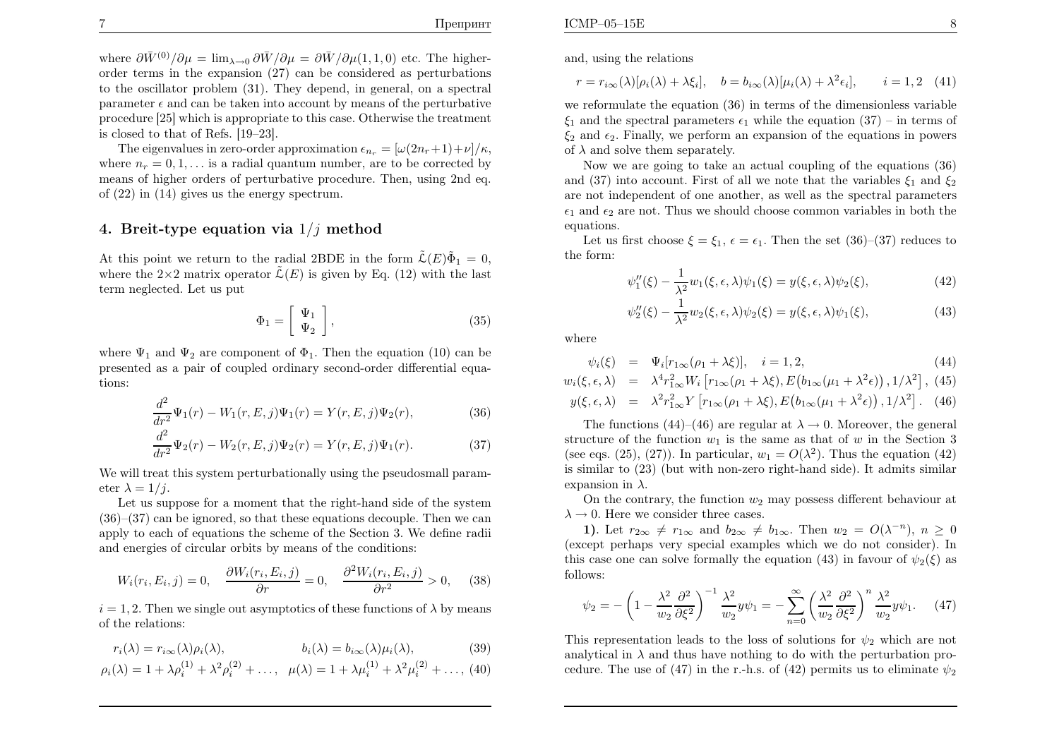where $\partial \bar{W}^{(0)}/\partial \mu = \lim_{\lambda\to 0} \partial \bar{W}/\partial \mu = \partial \bar{W}/\partial \mu(1,1,0)$ etc. The higher-order terms in the expansion (27) can be considered as perturbations to the oscillator problem (31). They depend, in general, on a spectral parameter $\epsilon$ and can be taken into account by means of the perturbative procedure [25] which is appropriate to this case. Otherwise the treatment is closed to that of Refs. [19–23].

The eigenvalues in zero-order approximation $\epsilon_{n_r} = [\omega(2n_r+1)+\nu]/\kappa$, where $n_r = 0, 1, \ldots$ is a radial quantum number, are to be corrected by means of higher orders of perturbative procedure. Then, using 2nd eq. of (22) in (14) gives us the energy spectrum.

## 4. Breit-type equation via $1/j$ method

At this point we return to the radial 2BDE in the form $\tilde{\mathcal{L}}(E)\tilde{\Phi}_1 = 0$, where the $2{\times}2$ matrix operator $\tilde{\mathcal{L}}(E)$ is given by Eq. (12) with the last term neglected. Let us put

$$\Phi_1 = \left[\begin{array}{c} \Psi_1 \\ \Psi_2 \end{array}\right], \tag{35}$$

where $\Psi_1$ and $\Psi_2$ are component of $\Phi_1$. Then the equation (10) can be presented as a pair of coupled ordinary second-order differential equations:

$$\frac{d^2}{dr^2}\Psi_1(r) - W_1(r,E,j)\Psi_1(r) = Y(r,E,j)\Psi_2(r), \tag{36}$$

$$\frac{d^2}{dr^2}\Psi_2(r) - W_2(r,E,j)\Psi_2(r) = Y(r,E,j)\Psi_1(r). \tag{37}$$

We will treat this system perturbationally using the pseudosmall parameter $\lambda = 1/j$.

Let us suppose for a moment that the right-hand side of the system (36)–(37) can be ignored, so that these equations decouple. Then we can apply to each of equations the scheme of the Section 3. We define radii and energies of circular orbits by means of the conditions:

$$W_i(r_i,E_i,j) = 0, \quad \frac{\partial W_i(r_i,E_i,j)}{\partial r} = 0, \quad \frac{\partial^2 W_i(r_i,E_i,j)}{\partial r^2} > 0, \tag{38}$$

$i = 1, 2$. Then we single out asymptotics of these functions of $\lambda$ by means of the relations:

$$r_i(\lambda) = r_{i\infty}(\lambda)\rho_i(\lambda), \qquad\qquad b_i(\lambda) = b_{i\infty}(\lambda)\mu_i(\lambda), \tag{39}$$

$$\rho_i(\lambda) = 1 + \lambda\rho_i^{(1)} + \lambda^2\rho_i^{(2)} + \ldots, \quad \mu(\lambda) = 1 + \lambda\mu_i^{(1)} + \lambda^2\mu_i^{(2)} + \ldots, \tag{40}$$

and, using the relations

$$r = r_{i\infty}(\lambda)[\rho_i(\lambda) + \lambda\xi_i], \quad b = b_{i\infty}(\lambda)[\mu_i(\lambda) + \lambda^2\epsilon_i], \qquad i = 1, 2 \tag{41}$$

we reformulate the equation (36) in terms of the dimensionless variable $\xi_1$ and the spectral parameters $\epsilon_1$ while the equation (37) – in terms of $\xi_2$ and $\epsilon_2$. Finally, we perform an expansion of the equations in powers of $\lambda$ and solve them separately.

Now we are going to take an actual coupling of the equations (36) and (37) into account. First of all we note that the variables $\xi_1$ and $\xi_2$ are not independent of one another, as well as the spectral parameters $\epsilon_1$ and $\epsilon_2$ are not. Thus we should choose common variables in both the equations.

Let us first choose $\xi = \xi_1$, $\epsilon = \epsilon_1$. Then the set (36)–(37) reduces to the form:

$$\psi_1''(\xi) - \frac{1}{\lambda^2}w_1(\xi,\epsilon,\lambda)\psi_1(\xi) = y(\xi,\epsilon,\lambda)\psi_2(\xi), \tag{42}$$

$$\psi_2''(\xi) - \frac{1}{\lambda^2}w_2(\xi,\epsilon,\lambda)\psi_2(\xi) = y(\xi,\epsilon,\lambda)\psi_1(\xi), \tag{43}$$

where

$$\psi_i(\xi) = \Psi_i[r_{1\infty}(\rho_1 + \lambda\xi)], \quad i = 1, 2, \tag{44}$$

$$w_i(\xi,\epsilon,\lambda) = \lambda^4 r_{1\infty}^2 W_i\left[r_{1\infty}(\rho_1 + \lambda\xi), E\big(b_{1\infty}(\mu_1 + \lambda^2\epsilon)\big), 1/\lambda^2\right], \tag{45}$$

$$y(\xi,\epsilon,\lambda) = \lambda^2 r_{1\infty}^2 Y\left[r_{1\infty}(\rho_1 + \lambda\xi), E\big(b_{1\infty}(\mu_1 + \lambda^2\epsilon)\big), 1/\lambda^2\right]. \tag{46}$$

The functions (44)–(46) are regular at $\lambda \to 0$. Moreover, the general structure of the function $w_1$ is the same as that of $w$ in the Section 3 (see eqs. (25), (27)). In particular, $w_1 = O(\lambda^2)$. Thus the equation (42) is similar to (23) (but with non-zero right-hand side). It admits similar expansion in $\lambda$.

On the contrary, the function $w_2$ may possess different behaviour at $\lambda \to 0$. Here we consider three cases.

**1)**. Let $r_{2\infty} \neq r_{1\infty}$ and $b_{2\infty} \neq b_{1\infty}$. Then $w_2 = O(\lambda^{-n})$, $n \geq 0$ (except perhaps very special examples which we do not consider). In this case one can solve formally the equation (43) in favour of $\psi_2(\xi)$ as follows:

$$\psi_2 = -\left(1 - \frac{\lambda^2}{w_2}\frac{\partial^2}{\partial\xi^2}\right)^{-1}\frac{\lambda^2}{w_2}y\psi_1 = -\sum_{n=0}^{\infty}\left(\frac{\lambda^2}{w_2}\frac{\partial^2}{\partial\xi^2}\right)^n\frac{\lambda^2}{w_2}y\psi_1. \tag{47}$$

This representation leads to the loss of solutions for $\psi_2$ which are not analytical in $\lambda$ and thus have nothing to do with the perturbation procedure. The use of (47) in the r.-h.s. of (42) permits us to eliminate $\psi_2$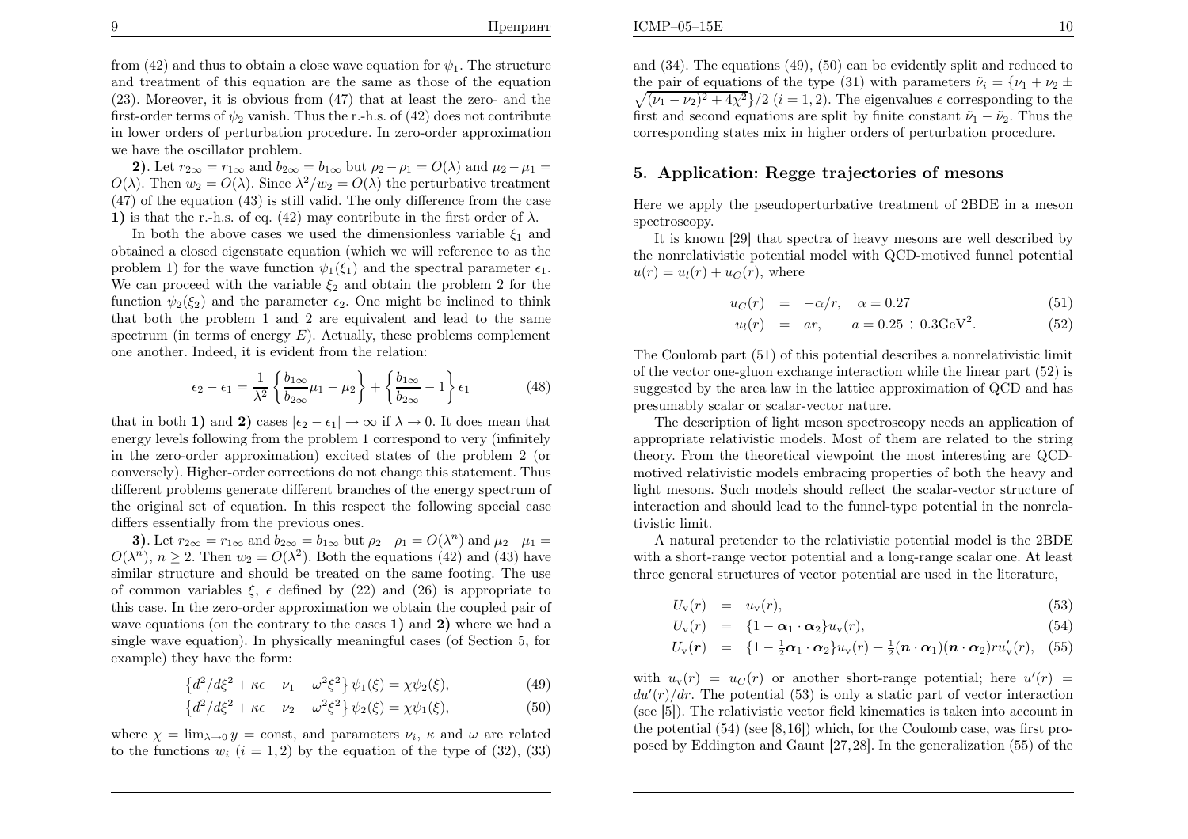from (42) and thus to obtain a close wave equation for $\psi_1$. The structure and treatment of this equation are the same as those of the equation (23). Moreover, it is obvious from (47) that at least the zero- and the first-order terms of $\psi_2$ vanish. Thus the r.-h.s. of (42) does not contribute in lower orders of perturbation procedure. In zero-order approximation we have the oscillator problem.

**2)**. Let $r_{2\infty} = r_{1\infty}$ and $b_{2\infty} = b_{1\infty}$ but $\rho_2 - \rho_1 = O(\lambda)$ and $\mu_2 - \mu_1 = O(\lambda)$. Then $w_2 = O(\lambda)$. Since $\lambda^2/w_2 = O(\lambda)$ the perturbative treatment (47) of the equation (43) is still valid. The only difference from the case **1)** is that the r.-h.s. of eq. (42) may contribute in the first order of $\lambda$.

In both the above cases we used the dimensionless variable $\xi_1$ and obtained a closed eigenstate equation (which we will reference to as the problem 1) for the wave function $\psi_1(\xi_1)$ and the spectral parameter $\epsilon_1$. We can proceed with the variable $\xi_2$ and obtain the problem 2 for the function $\psi_2(\xi_2)$ and the parameter $\epsilon_2$. One might be inclined to think that both the problem 1 and 2 are equivalent and lead to the same spectrum (in terms of energy $E$). Actually, these problems complement one another. Indeed, it is evident from the relation:

$$\epsilon_2 - \epsilon_1 = \frac{1}{\lambda^2}\left\{\frac{b_{1\infty}}{b_{2\infty}}\mu_1 - \mu_2\right\} + \left\{\frac{b_{1\infty}}{b_{2\infty}} - 1\right\}\epsilon_1 \tag{48}$$

that in both **1)** and **2)** cases $|\epsilon_2 - \epsilon_1| \to \infty$ if $\lambda \to 0$. It does mean that energy levels following from the problem 1 correspond to very (infinitely in the zero-order approximation) excited states of the problem 2 (or conversely). Higher-order corrections do not change this statement. Thus different problems generate different branches of the energy spectrum of the original set of equation. In this respect the following special case differs essentially from the previous ones.

**3)**. Let $r_{2\infty} = r_{1\infty}$ and $b_{2\infty} = b_{1\infty}$ but $\rho_2 - \rho_1 = O(\lambda^n)$ and $\mu_2 - \mu_1 = O(\lambda^n)$, $n \geq 2$. Then $w_2 = O(\lambda^2)$. Both the equations (42) and (43) have similar structure and should be treated on the same footing. The use of common variables $\xi$, $\epsilon$ defined by (22) and (26) is appropriate to this case. In the zero-order approximation we obtain the coupled pair of wave equations (on the contrary to the cases **1)** and **2)** where we had a single wave equation). In physically meaningful cases (of Section 5, for example) they have the form:

$$\left\{d^2/d\xi^2 + \kappa\epsilon - \nu_1 - \omega^2\xi^2\right\}\psi_1(\xi) = \chi\psi_2(\xi), \tag{49}$$

$$\left\{d^2/d\xi^2 + \kappa\epsilon - \nu_2 - \omega^2\xi^2\right\}\psi_2(\xi) = \chi\psi_1(\xi), \tag{50}$$

where $\chi = \lim_{\lambda\to 0} y = \text{const}$, and parameters $\nu_i$, $\kappa$ and $\omega$ are related to the functions $w_i$ $(i = 1, 2)$ by the equation of the type of (32), (33) and (34). The equations (49), (50) can be evidently split and reduced to the pair of equations of the type (31) with parameters $\tilde{\nu}_i = \{\nu_1 + \nu_2 \pm \sqrt{(\nu_1 - \nu_2)^2 + 4\chi^2}\}/2$ $(i = 1, 2)$. The eigenvalues $\epsilon$ corresponding to the first and second equations are split by finite constant $\tilde{\nu}_1 - \tilde{\nu}_2$. Thus the corresponding states mix in higher orders of perturbation procedure.

## 5. Application: Regge trajectories of mesons

Here we apply the pseudoperturbative treatment of 2BDE in a meson spectroscopy.

It is known [29] that spectra of heavy mesons are well described by the nonrelativistic potential model with QCD-motived funnel potential $u(r) = u_l(r) + u_C(r)$, where

$$u_C(r) = -\alpha/r, \quad \alpha = 0.27 \tag{51}$$

$$u_l(r) = ar, \qquad a = 0.25 \div 0.3\text{GeV}^2. \tag{52}$$

The Coulomb part (51) of this potential describes a nonrelativistic limit of the vector one-gluon exchange interaction while the linear part (52) is suggested by the area law in the lattice approximation of QCD and has presumably scalar or scalar-vector nature.

The description of light meson spectroscopy needs an application of appropriate relativistic models. Most of them are related to the string theory. From the theoretical viewpoint the most interesting are QCD-motived relativistic models embracing properties of both the heavy and light mesons. Such models should reflect the scalar-vector structure of interaction and should lead to the funnel-type potential in the nonrelativistic limit.

A natural pretender to the relativistic potential model is the 2BDE with a short-range vector potential and a long-range scalar one. At least three general structures of vector potential are used in the literature,

$$U_{\text{v}}(r) = u_{\text{v}}(r), \tag{53}$$

$$U_{\text{v}}(r) = \{1 - \boldsymbol{\alpha}_1 \cdot \boldsymbol{\alpha}_2\}u_{\text{v}}(r), \tag{54}$$

$$U_{\text{v}}(\boldsymbol{r}) = \{1 - \tfrac{1}{2}\boldsymbol{\alpha}_1 \cdot \boldsymbol{\alpha}_2\}u_{\text{v}}(r) + \tfrac{1}{2}(\boldsymbol{n}\cdot\boldsymbol{\alpha}_1)(\boldsymbol{n}\cdot\boldsymbol{\alpha}_2)ru_{\text{v}}'(r), \tag{55}$$

with $u_{\text{v}}(r) = u_C(r)$ or another short-range potential; here $u'(r) = du'(r)/dr$. The potential (53) is only a static part of vector interaction (see [5]). The relativistic vector field kinematics is taken into account in the potential (54) (see [8,16]) which, for the Coulomb case, was first proposed by Eddington and Gaunt [27,28]. In the generalization (55) of the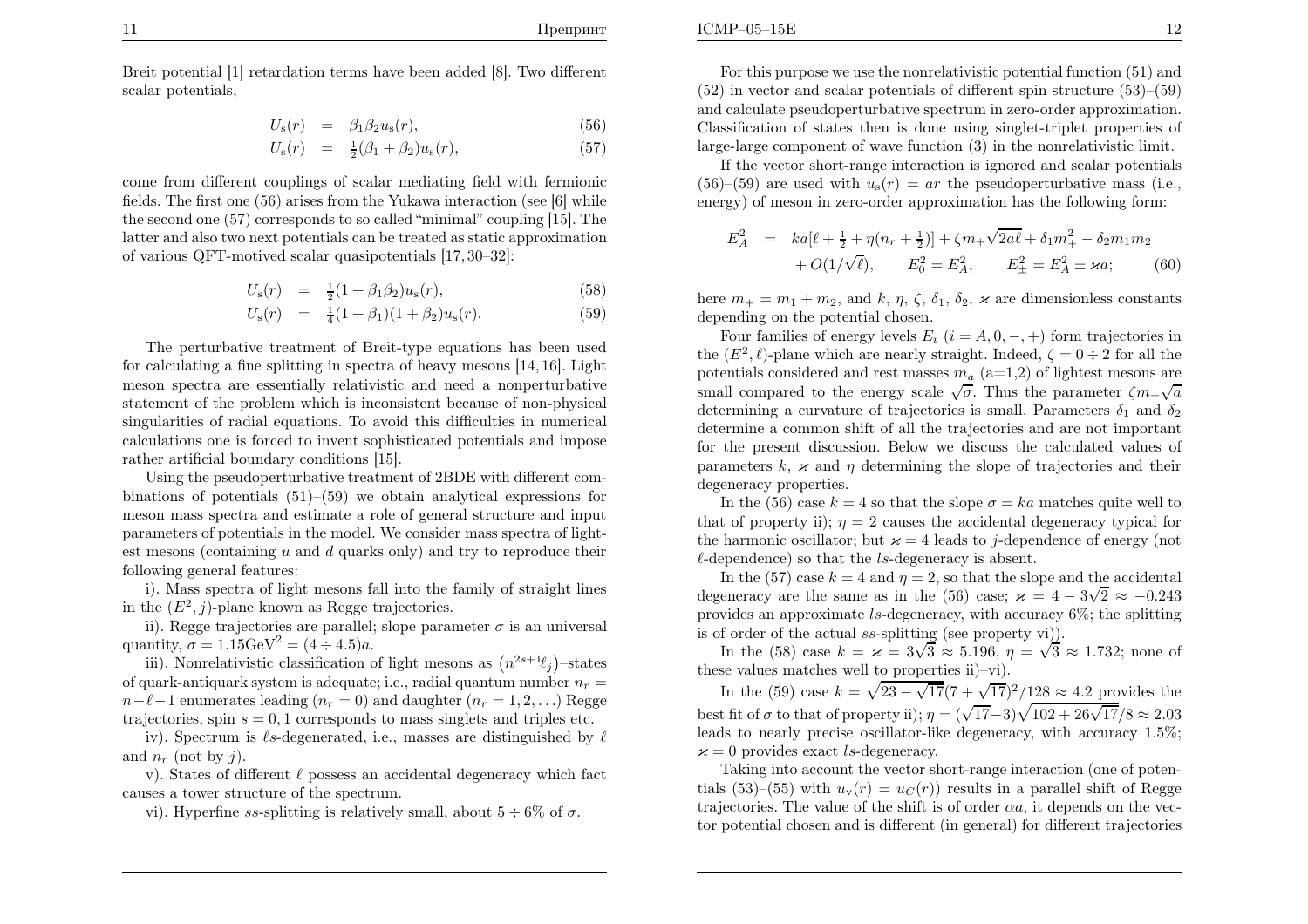Breit potential [1] retardation terms have been added [8]. Two different scalar potentials,

$$U_s(r) = \beta_1\beta_2 u_s(r), \tag{56}$$

$$U_s(r) = \tfrac{1}{2}(\beta_1 + \beta_2) u_s(r), \tag{57}$$

come from different couplings of scalar mediating field with fermionic fields. The first one (56) arises from the Yukawa interaction (see [6] while the second one (57) corresponds to so called "minimal" coupling [15]. The latter and also two next potentials can be treated as static approximation of various QFT-motived scalar quasipotentials [17, 30–32]:

$$U_s(r) = \tfrac{1}{2}(1 + \beta_1\beta_2) u_s(r), \tag{58}$$

$$U_s(r) = \tfrac{1}{4}(1 + \beta_1)(1 + \beta_2) u_s(r). \tag{59}$$

The perturbative treatment of Breit-type equations has been used for calculating a fine splitting in spectra of heavy mesons [14, 16]. Light meson spectra are essentially relativistic and need a nonperturbative statement of the problem which is inconsistent because of non-physical singularities of radial equations. To avoid this difficulties in numerical calculations one is forced to invent sophisticated potentials and impose rather artificial boundary conditions [15].

Using the pseudoperturbative treatment of 2BDE with different combinations of potentials (51)–(59) we obtain analytical expressions for meson mass spectra and estimate a role of general structure and input parameters of potentials in the model. We consider mass spectra of lightest mesons (containing $u$ and $d$ quarks only) and try to reproduce their following general features:

i). Mass spectra of light mesons fall into the family of straight lines in the $(E^2, j)$-plane known as Regge trajectories.

ii). Regge trajectories are parallel; slope parameter $\sigma$ is an universal quantity, $\sigma = 1.15\text{GeV}^2 = (4 \div 4.5)a$.

iii). Nonrelativistic classification of light mesons as $(n^{2s+1}\ell_j)$–states of quark-antiquark system is adequate; i.e., radial quantum number $n_r = n - \ell - 1$ enumerates leading ($n_r = 0$) and daughter ($n_r = 1, 2, \ldots$) Regge trajectories, spin $s = 0, 1$ corresponds to mass singlets and triples etc.

iv). Spectrum is $\ell s$-degenerated, i.e., masses are distinguished by $\ell$ and $n_r$ (not by $j$).

v). States of different $\ell$ possess an accidental degeneracy which fact causes a tower structure of the spectrum.

vi). Hyperfine $ss$-splitting is relatively small, about $5 \div 6\%$ of $\sigma$.

For this purpose we use the nonrelativistic potential function (51) and (52) in vector and scalar potentials of different spin structure (53)–(59) and calculate pseudoperturbative spectrum in zero-order approximation. Classification of states then is done using singlet-triplet properties of large-large component of wave function (3) in the nonrelativistic limit.

If the vector short-range interaction is ignored and scalar potentials (56)–(59) are used with $u_s(r) = ar$ the pseudoperturbative mass (i.e., energy) of meson in zero-order approximation has the following form:

$$E_A^2 = ka[\ell + \tfrac{1}{2} + \eta(n_r + \tfrac{1}{2})] + \zeta m_+ \sqrt{2a\ell} + \delta_1 m_+^2 - \delta_2 m_1 m_2 + O(1/\sqrt{\ell}), \qquad E_0^2 = E_A^2, \qquad E_\pm^2 = E_A^2 \pm \varkappa a; \tag{60}$$

here $m_+ = m_1 + m_2$, and $k$, $\eta$, $\zeta$, $\delta_1$, $\delta_2$, $\varkappa$ are dimensionless constants depending on the potential chosen.

Four families of energy levels $E_i$ ($i = A, 0, -, +$) form trajectories in the $(E^2, \ell)$-plane which are nearly straight. Indeed, $\zeta = 0 \div 2$ for all the potentials considered and rest masses $m_a$ (a=1,2) of lightest mesons are small compared to the energy scale $\sqrt{\sigma}$. Thus the parameter $\zeta m_+ \sqrt{a}$ determining a curvature of trajectories is small. Parameters $\delta_1$ and $\delta_2$ determine a common shift of all the trajectories and are not important for the present discussion. Below we discuss the calculated values of parameters $k$, $\varkappa$ and $\eta$ determining the slope of trajectories and their degeneracy properties.

In the (56) case $k = 4$ so that the slope $\sigma = ka$ matches quite well to that of property ii); $\eta = 2$ causes the accidental degeneracy typical for the harmonic oscillator; but $\varkappa = 4$ leads to $j$-dependence of energy (not $\ell$-dependence) so that the $ls$-degeneracy is absent.

In the (57) case $k = 4$ and $\eta = 2$, so that the slope and the accidental degeneracy are the same as in the (56) case; $\varkappa = 4 - 3\sqrt{2} \approx -0.243$ provides an approximate $ls$-degeneracy, with accuracy 6%; the splitting is of order of the actual $ss$-splitting (see property vi)).

In the (58) case $k = \varkappa = 3\sqrt{3} \approx 5.196$, $\eta = \sqrt{3} \approx 1.732$; none of these values matches well to properties ii)–vi).

In the (59) case $k = \sqrt{23 - \sqrt{17}}(7 + \sqrt{17})^2/128 \approx 4.2$ provides the best fit of $\sigma$ to that of property ii); $\eta = (\sqrt{17} - 3)\sqrt{102 + 26\sqrt{17}}/8 \approx 2.03$ leads to nearly precise oscillator-like degeneracy, with accuracy 1.5%; $\varkappa = 0$ provides exact $ls$-degeneracy.

Taking into account the vector short-range interaction (one of potentials (53)–(55) with $u_v(r) = u_C(r)$) results in a parallel shift of Regge trajectories. The value of the shift is of order $\alpha a$, it depends on the vector potential chosen and is different (in general) for different trajectories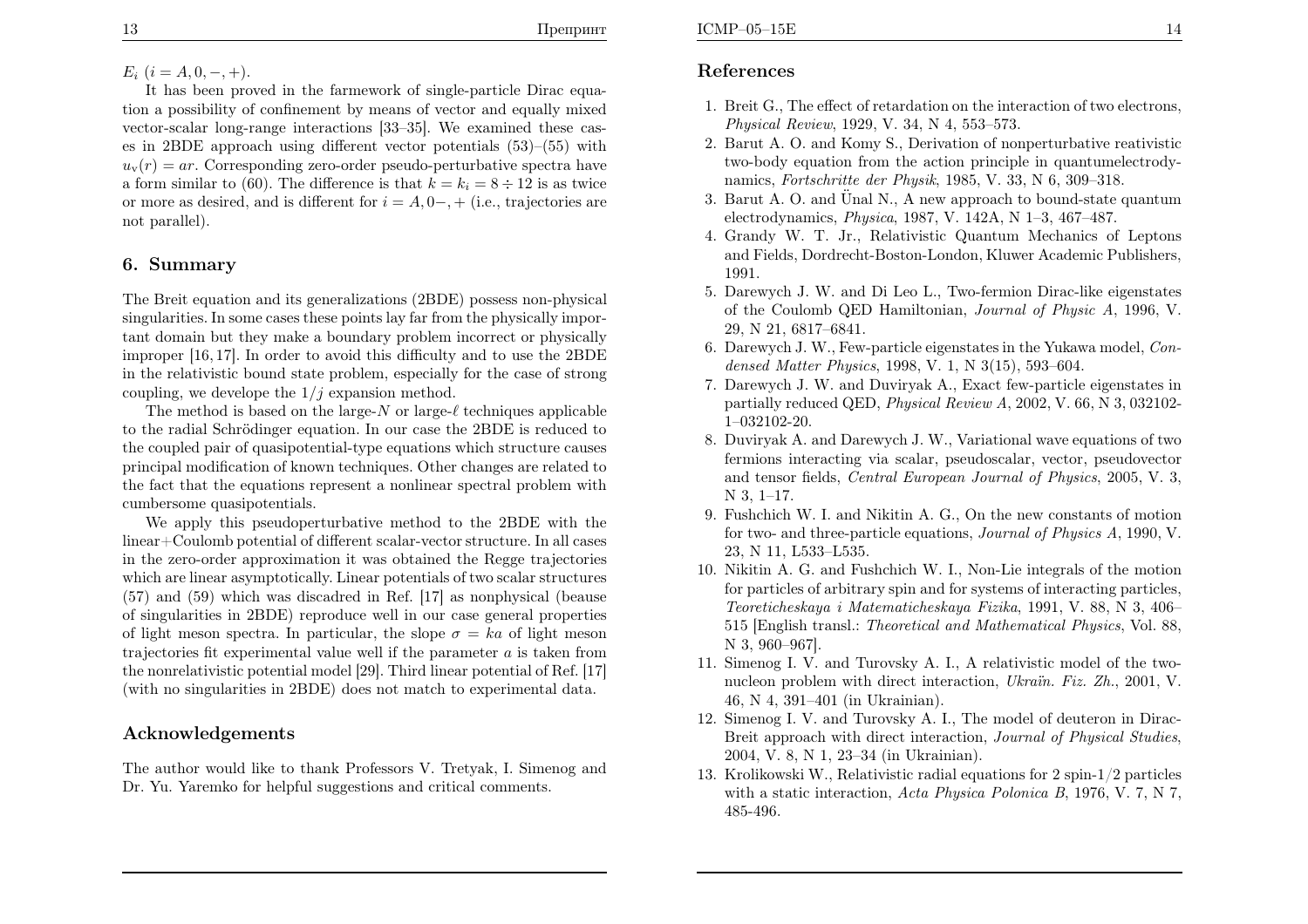$E_i$ $(i = A, 0, -, +)$.

It has been proved in the farmework of single-particle Dirac equation a possibility of confinement by means of vector and equally mixed vector-scalar long-range interactions [33–35]. We examined these cases in 2BDE approach using different vector potentials (53)–(55) with $u_v(r) = ar$. Corresponding zero-order pseudo-perturbative spectra have a form similar to (60). The difference is that $k = k_i = 8 \div 12$ is as twice or more as desired, and is different for $i = A, 0-, +$ (i.e., trajectories are not parallel).

## 6. Summary

The Breit equation and its generalizations (2BDE) possess non-physical singularities. In some cases these points lay far from the physically important domain but they make a boundary problem incorrect or physically improper [16, 17]. In order to avoid this difficulty and to use the 2BDE in the relativistic bound state problem, especially for the case of strong coupling, we develope the $1/j$ expansion method.

The method is based on the large-$N$ or large-$\ell$ techniques applicable to the radial Schrödinger equation. In our case the 2BDE is reduced to the coupled pair of quasipotential-type equations which structure causes principal modification of known techniques. Other changes are related to the fact that the equations represent a nonlinear spectral problem with cumbersome quasipotentials.

We apply this pseudoperturbative method to the 2BDE with the linear+Coulomb potential of different scalar-vector structure. In all cases in the zero-order approximation it was obtained the Regge trajectories which are linear asymptotically. Linear potentials of two scalar structures (57) and (59) which was discadred in Ref. [17] as nonphysical (beause of singularities in 2BDE) reproduce well in our case general properties of light meson spectra. In particular, the slope $\sigma = ka$ of light meson trajectories fit experimental value well if the parameter $a$ is taken from the nonrelativistic potential model [29]. Third linear potential of Ref. [17] (with no singularities in 2BDE) does not match to experimental data.

## Acknowledgements

The author would like to thank Professors V. Tretyak, I. Simenog and Dr. Yu. Yaremko for helpful suggestions and critical comments.

## References

1. Breit G., The effect of retardation on the interaction of two electrons, *Physical Review*, 1929, V. 34, N 4, 553–573.
2. Barut A. O. and Komy S., Derivation of nonperturbative reativistic two-body equation from the action principle in quantumelectrodynamics, *Fortschritte der Physik*, 1985, V. 33, N 6, 309–318.
3. Barut A. O. and Ünal N., A new approach to bound-state quantum electrodynamics, *Physica*, 1987, V. 142A, N 1–3, 467–487.
4. Grandy W. T. Jr., Relativistic Quantum Mechanics of Leptons and Fields, Dordrecht-Boston-London, Kluwer Academic Publishers, 1991.
5. Darewych J. W. and Di Leo L., Two-fermion Dirac-like eigenstates of the Coulomb QED Hamiltonian, *Journal of Physic A*, 1996, V. 29, N 21, 6817–6841.
6. Darewych J. W., Few-particle eigenstates in the Yukawa model, *Condensed Matter Physics*, 1998, V. 1, N 3(15), 593–604.
7. Darewych J. W. and Duviryak A., Exact few-particle eigenstates in partially reduced QED, *Physical Review A*, 2002, V. 66, N 3, 032102-1–032102-20.
8. Duviryak A. and Darewych J. W., Variational wave equations of two fermions interacting via scalar, pseudoscalar, vector, pseudovector and tensor fields, *Central European Journal of Physics*, 2005, V. 3, N 3, 1–17.
9. Fushchich W. I. and Nikitin A. G., On the new constants of motion for two- and three-particle equations, *Journal of Physics A*, 1990, V. 23, N 11, L533–L535.
10. Nikitin A. G. and Fushchich W. I., Non-Lie integrals of the motion for particles of arbitrary spin and for systems of interacting particles, *Teoreticheskaya i Matematicheskaya Fizika*, 1991, V. 88, N 3, 406–515 [English transl.: *Theoretical and Mathematical Physics*, Vol. 88, N 3, 960–967].
11. Simenog I. V. and Turovsky A. I., A relativistic model of the two-nucleon problem with direct interaction, *Ukraïn. Fiz. Zh.*, 2001, V. 46, N 4, 391–401 (in Ukrainian).
12. Simenog I. V. and Turovsky A. I., The model of deuteron in Dirac-Breit approach with direct interaction, *Journal of Physical Studies*, 2004, V. 8, N 1, 23–34 (in Ukrainian).
13. Krolikowski W., Relativistic radial equations for 2 spin-1/2 particles with a static interaction, *Acta Physica Polonica B*, 1976, V. 7, N 7, 485-496.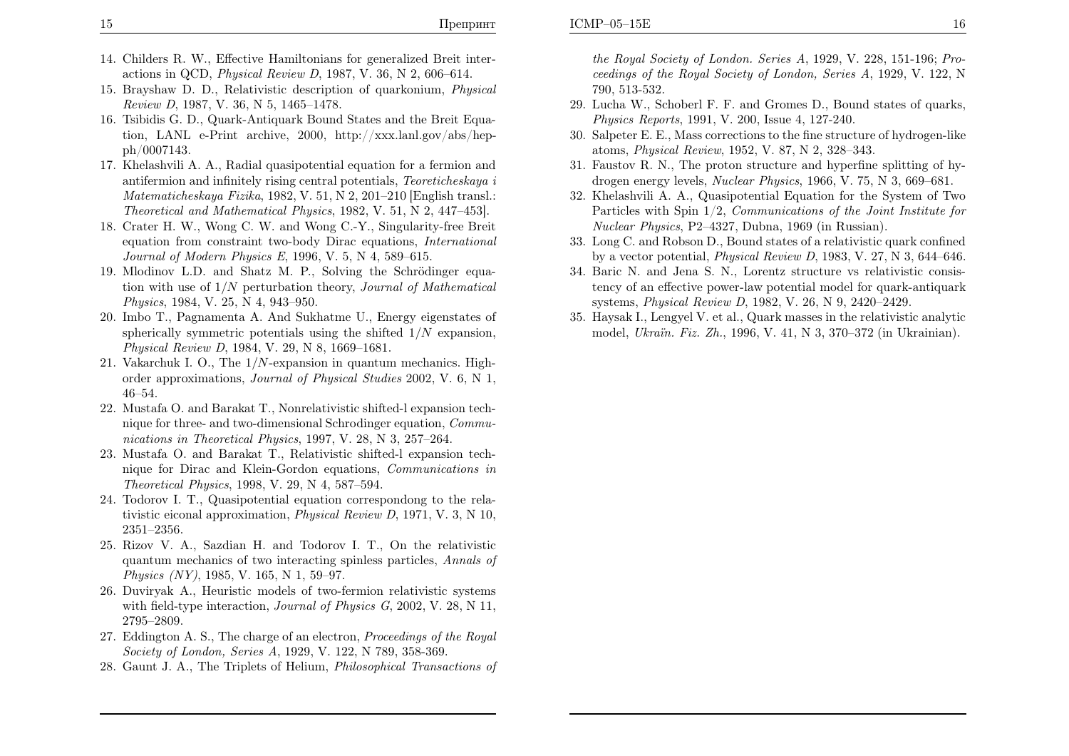14. Childers R. W., Effective Hamiltonians for generalized Breit interactions in QCD, *Physical Review D*, 1987, V. 36, N 2, 606–614.
15. Brayshaw D. D., Relativistic description of quarkonium, *Physical Review D*, 1987, V. 36, N 5, 1465–1478.
16. Tsibidis G. D., Quark-Antiquark Bound States and the Breit Equation, LANL e-Print archive, 2000, http://xxx.lanl.gov/abs/hep-ph/0007143.
17. Khelashvili A. A., Radial quasipotential equation for a fermion and antifermion and infinitely rising central potentials, *Teoreticheskaya i Matematicheskaya Fizika*, 1982, V. 51, N 2, 201–210 [English transl.: *Theoretical and Mathematical Physics*, 1982, V. 51, N 2, 447–453].
18. Crater H. W., Wong C. W. and Wong C.-Y., Singularity-free Breit equation from constraint two-body Dirac equations, *International Journal of Modern Physics E*, 1996, V. 5, N 4, 589–615.
19. Mlodinov L.D. and Shatz M. P., Solving the Schrödinger equation with use of $1/N$ perturbation theory, *Journal of Mathematical Physics*, 1984, V. 25, N 4, 943–950.
20. Imbo T., Pagnamenta A. And Sukhatme U., Energy eigenstates of spherically symmetric potentials using the shifted $1/N$ expansion, *Physical Review D*, 1984, V. 29, N 8, 1669–1681.
21. Vakarchuk I. O., The $1/N$-expansion in quantum mechanics. High-order approximations, *Journal of Physical Studies* 2002, V. 6, N 1, 46–54.
22. Mustafa O. and Barakat T., Nonrelativistic shifted-l expansion technique for three- and two-dimensional Schrodinger equation, *Communications in Theoretical Physics*, 1997, V. 28, N 3, 257–264.
23. Mustafa O. and Barakat T., Relativistic shifted-l expansion technique for Dirac and Klein-Gordon equations, *Communications in Theoretical Physics*, 1998, V. 29, N 4, 587–594.
24. Todorov I. T., Quasipotential equation correspondong to the relativistic eiconal approximation, *Physical Review D*, 1971, V. 3, N 10, 2351–2356.
25. Rizov V. A., Sazdian H. and Todorov I. T., On the relativistic quantum mechanics of two interacting spinless particles, *Annals of Physics (NY)*, 1985, V. 165, N 1, 59–97.
26. Duviryak A., Heuristic models of two-fermion relativistic systems with field-type interaction, *Journal of Physics G*, 2002, V. 28, N 11, 2795–2809.
27. Eddington A. S., The charge of an electron, *Proceedings of the Royal Society of London, Series A*, 1929, V. 122, N 789, 358-369.
28. Gaunt J. A., The Triplets of Helium, *Philosophical Transactions of the Royal Society of London. Series A*, 1929, V. 228, 151-196; *Proceedings of the Royal Society of London, Series A*, 1929, V. 122, N 790, 513-532.
29. Lucha W., Schoberl F. F. and Gromes D., Bound states of quarks, *Physics Reports*, 1991, V. 200, Issue 4, 127-240.
30. Salpeter E. E., Mass corrections to the fine structure of hydrogen-like atoms, *Physical Review*, 1952, V. 87, N 2, 328–343.
31. Faustov R. N., The proton structure and hyperfine splitting of hydrogen energy levels, *Nuclear Physics*, 1966, V. 75, N 3, 669–681.
32. Khelashvili A. A., Quasipotential Equation for the System of Two Particles with Spin 1/2, *Communications of the Joint Institute for Nuclear Physics*, P2–4327, Dubna, 1969 (in Russian).
33. Long C. and Robson D., Bound states of a relativistic quark confined by a vector potential, *Physical Review D*, 1983, V. 27, N 3, 644–646.
34. Baric N. and Jena S. N., Lorentz structure vs relativistic consistency of an effective power-law potential model for quark-antiquark systems, *Physical Review D*, 1982, V. 26, N 9, 2420–2429.
35. Haysak I., Lengyel V. et al., Quark masses in the relativistic analytic model, *Ukraïn. Fiz. Zh.*, 1996, V. 41, N 3, 370–372 (in Ukrainian).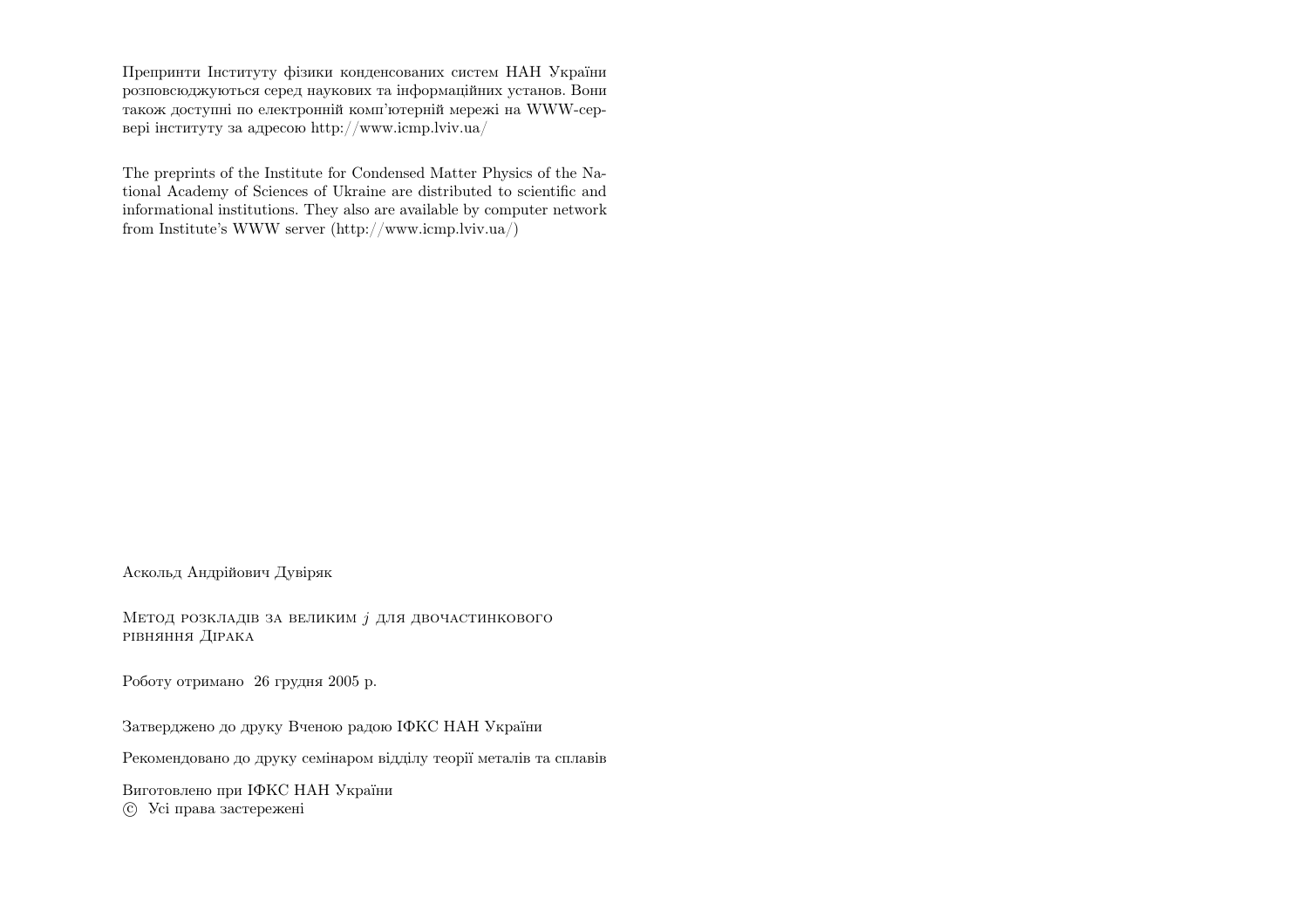Препринти Інституту фізики конденсованих систем НАН України розповсюджуються серед наукових та інформаційних установ. Вони також доступні по електронній комп'ютерній мережі на WWW-сервері інституту за адресою http://www.icmp.lviv.ua/

The preprints of the Institute for Condensed Matter Physics of the National Academy of Sciences of Ukraine are distributed to scientific and informational institutions. They also are available by computer network from Institute's WWW server (http://www.icmp.lviv.ua/)

Аскольд Андрійович Дувіряк

Метод розкладів за великим $j$ для двочастинкового рівняння Дірака

Роботу отримано 26 грудня 2005 р.

Затверджено до друку Вченою радою ІФКС НАН України

Рекомендовано до друку семінаром відділу теорії металів та сплавів

Виготовлено при ІФКС НАН України
© Усі права застережені